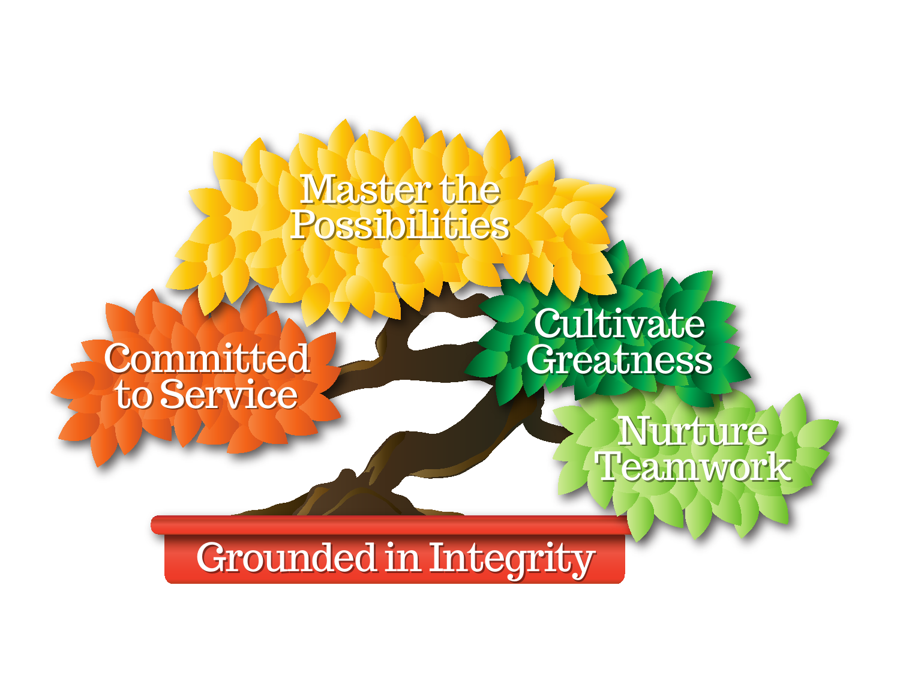Master the Possibilities

Committed to Service

Cultivate Greatness

Nurture Teamwork

Grounded in Integrity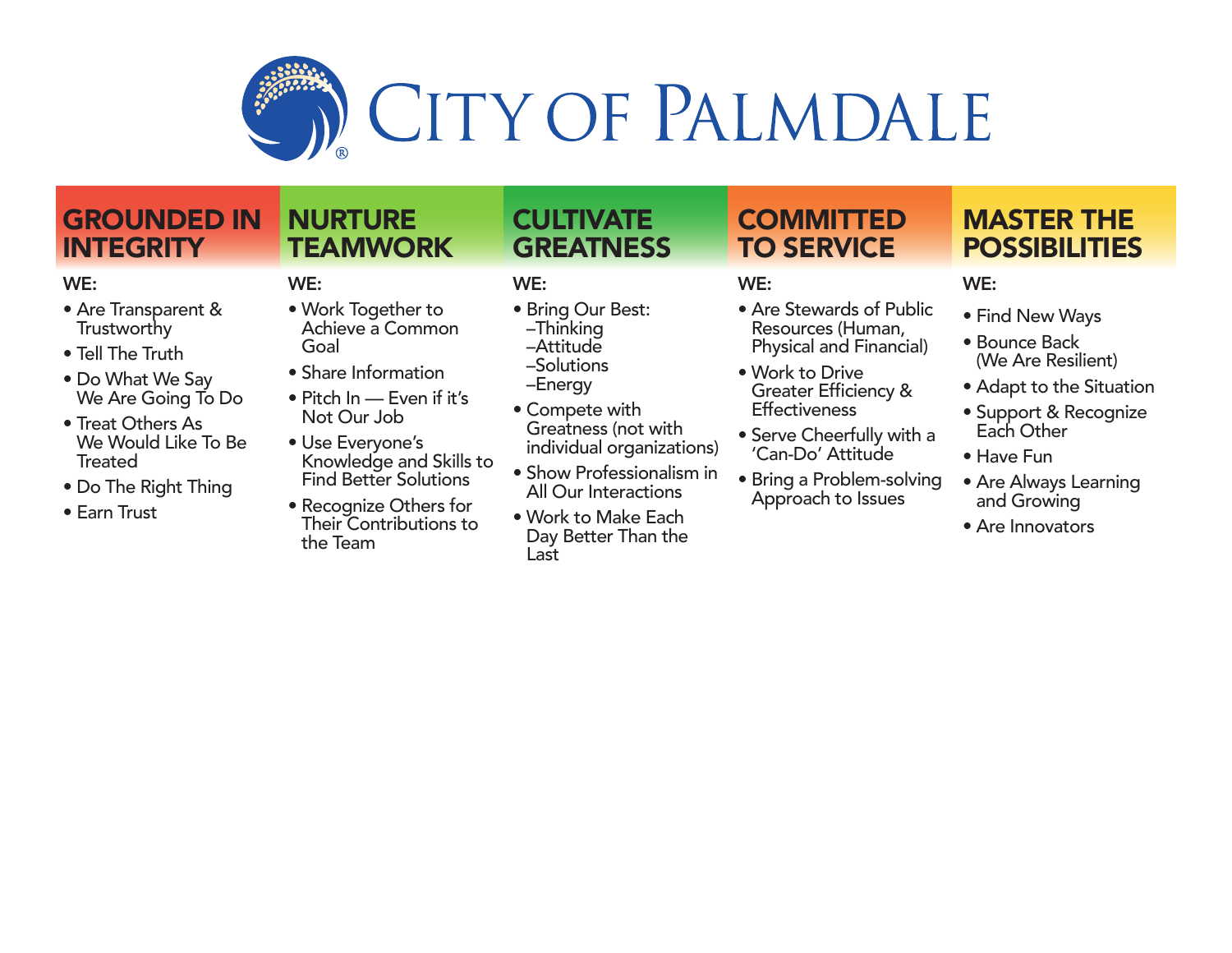# City of Palmdale

## GROUNDED IN INTEGRITY

WE:

- Are Transparent & Trustworthy
- Tell The Truth
- Do What We Say We Are Going To Do
- Treat Others As We Would Like To Be Treated
- Do The Right Thing
- Earn Trust

## NURTURE TEAMWORK

WE:

- Work Together to Achieve a Common Goal
- Share Information
- Pitch In — Even if it's Not Our Job
- Use Everyone's Knowledge and Skills to Find Better Solutions
- Recognize Others for Their Contributions to the Team

## CULTIVATE GREATNESS

WE:

- Bring Our Best:
  –Thinking
  –Attitude
  –Solutions
  –Energy
- Compete with Greatness (not with individual organizations)
- Show Professionalism in All Our Interactions
- Work to Make Each Day Better Than the Last

## COMMITTED TO SERVICE

WE:

- Are Stewards of Public Resources (Human, Physical and Financial)
- Work to Drive Greater Efficiency & Effectiveness
- Serve Cheerfully with a 'Can-Do' Attitude
- Bring a Problem-solving Approach to Issues

## MASTER THE POSSIBILITIES

WE:

- Find New Ways
- Bounce Back (We Are Resilient)
- Adapt to the Situation
- Support & Recognize Each Other
- Have Fun
- Are Always Learning and Growing
- Are Innovators